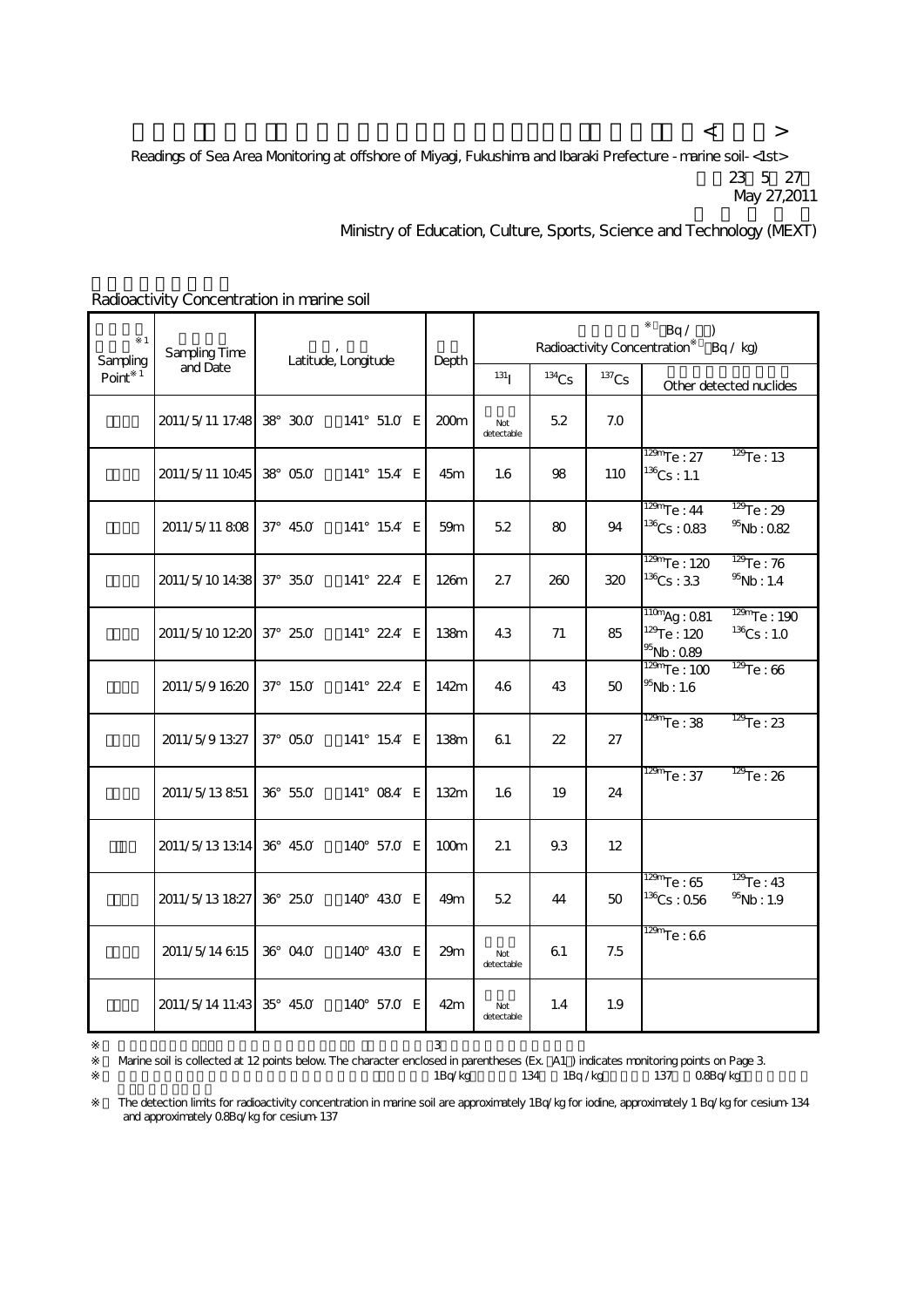Readings of Sea Area Monitoring at offshore of Miyagi, Fukushima and Ibaraki Prefecture - marine soil- <1st>

23 5 27
May 27,2011

Ministry of Education, Culture, Sports, Science and Technology (MEXT)

Radioactivity Concentration in marine soil

| Sampling Point※1 | Sampling Time and Date | Latitude, Longitude | Depth | Radioactivity Concentration※ (Bq / kg) | | | |
|---|---|---|---|---|---|---|---|
| | | | | $^{131}I$ | $^{134}Cs$ | $^{137}Cs$ | Other detected nuclides |
| | 2011/5/11 17:48 | 38° 30.0′ 141° 51.0′ E | 200m | Not detectable | 5.2 | 7.0 | |
| | 2011/5/11 10:45 | 38° 05.0′ 141° 15.4′ E | 45m | 1.6 | 98 | 110 | $^{129m}Te$ : 27, $^{129}Te$ : 13, $^{136}Cs$ : 1.1 |
| | 2011/5/11 8:08 | 37° 45.0′ 141° 15.4′ E | 59m | 5.2 | 80 | 94 | $^{129m}Te$ : 44, $^{129}Te$ : 29, $^{136}Cs$ : 0.83, $^{95}Nb$ : 0.82 |
| | 2011/5/10 14:38 | 37° 35.0′ 141° 22.4′ E | 126m | 2.7 | 260 | 320 | $^{129m}Te$ : 120, $^{129}Te$ : 76, $^{136}Cs$ : 3.3, $^{95}Nb$ : 1.4 |
| | 2011/5/10 12:20 | 37° 25.0′ 141° 22.4′ E | 138m | 4.3 | 71 | 85 | $^{110m}Ag$ : 0.81, $^{129m}Te$ : 190, $^{129}Te$ : 120, $^{136}Cs$ : 1.0, $^{95}Nb$ : 0.89 |
| | 2011/5/9 16:20 | 37° 15.0′ 141° 22.4′ E | 142m | 4.6 | 43 | 50 | $^{129m}Te$ : 100, $^{129}Te$ : 66, $^{95}Nb$ : 1.6 |
| | 2011/5/9 13:27 | 37° 05.0′ 141° 15.4′ E | 138m | 6.1 | 22 | 27 | $^{129m}Te$ : 38, $^{129}Te$ : 23 |
| | 2011/5/13 8:51 | 36° 55.0′ 141° 08.4′ E | 132m | 1.6 | 19 | 24 | $^{129m}Te$ : 37, $^{129}Te$ : 26 |
| | 2011/5/13 13:14 | 36° 45.0′ 140° 57.0′ E | 100m | 2.1 | 9.3 | 12 | |
| | 2011/5/13 18:27 | 36° 25.0′ 140° 43.0′ E | 49m | 5.2 | 44 | 50 | $^{129m}Te$ : 65, $^{129}Te$ : 43, $^{136}Cs$ : 0.56, $^{95}Nb$ : 1.9 |
| | 2011/5/14 6:15 | 36° 04.0′ 140° 43.0′ E | 29m | Not detectable | 6.1 | 7.5 | $^{129m}Te$ : 6.6 |
| | 2011/5/14 11:43 | 35° 45.0′ 140° 57.0′ E | 42m | Not detectable | 1.4 | 1.9 | |

※1 Marine soil is collected at 12 points below. The character enclosed in parentheses (Ex. (A1)) indicates monitoring points on Page 3.

※ The detection limits for radioactivity concentration in marine soil are approximately 1Bq/kg for iodine, approximately 1 Bq/kg for cesium-134 and approximately 0.8Bq/kg for cesium-137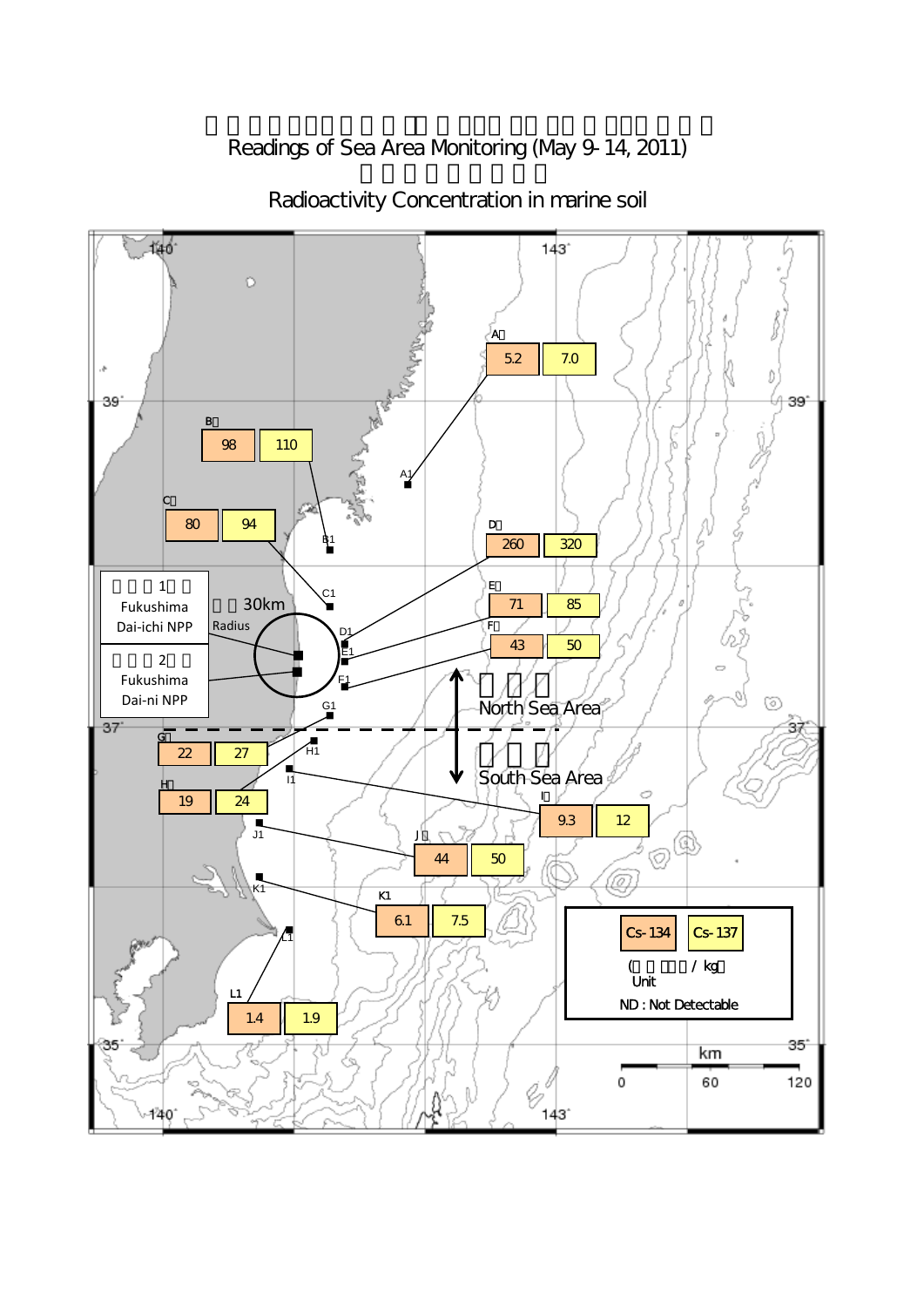# Readings of Sea Area Monitoring (May 9-14, 2011)

## Radioactivity Concentration in marine soil

| Point | Cs-134 | Cs-137 |
| --- | --- | --- |
| A1 | 5.2 | 7.0 |
| B1 | 98 | 110 |
| C1 | 80 | 94 |
| D1 | 260 | 320 |
| E1 | 71 | 85 |
| F1 | 43 | 50 |
| G1 | 22 | 27 |
| H1 | 19 | 24 |
| I1 | 9.3 | 12 |
| J1 | 44 | 50 |
| K1 | 6.1 | 7.5 |
| L1 | 1.4 | 1.9 |

Unit: Bq / kg

ND : Not Detectable

Fukushima Dai-ichi NPP

Fukushima Dai-ni NPP

30km Radius

North Sea Area

South Sea Area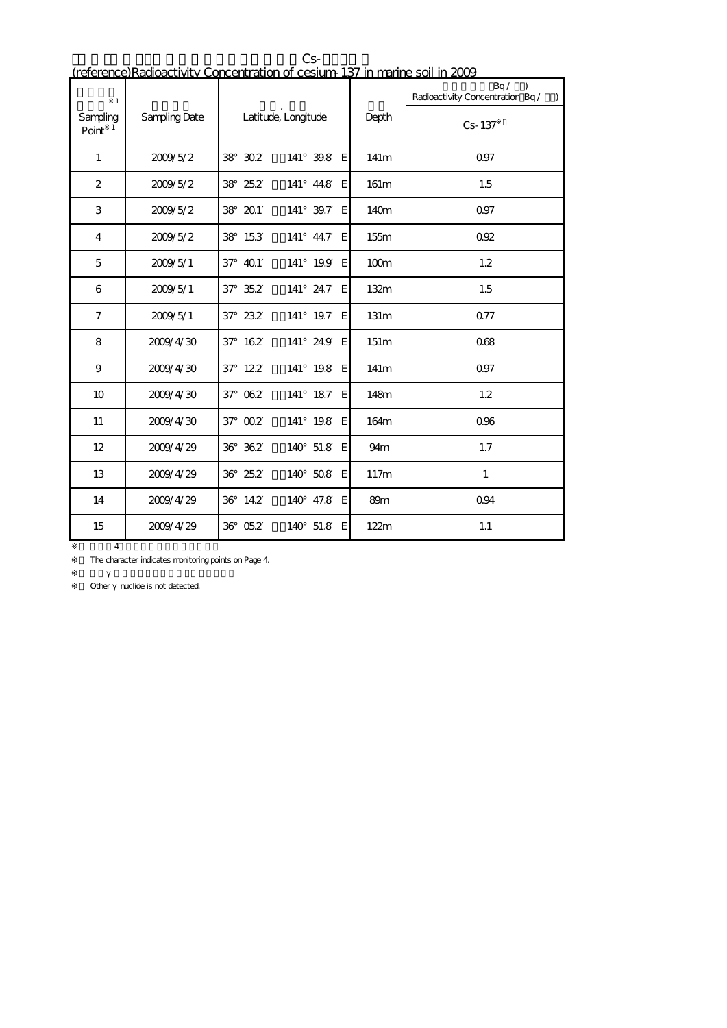Cs-

(reference)Radioactivity Concentration of cesium-137 in marine soil in 2009

| Sampling Point※1 | Sampling Date | Latitude, Longitude | Depth | Radioactivity Concentration（Bq/ ）<br>Cs-137※ |
|---|---|---|---|---|
| 1 | 2009/5/2 | 38° 30.2′ 141° 39.8′ E | 141m | 0.97 |
| 2 | 2009/5/2 | 38° 25.2′ 141° 44.8′ E | 161m | 1.5 |
| 3 | 2009/5/2 | 38° 20.1′ 141° 39.7′ E | 140m | 0.97 |
| 4 | 2009/5/2 | 38° 15.3′ 141° 44.7′ E | 155m | 0.92 |
| 5 | 2009/5/1 | 37° 40.1′ 141° 19.9′ E | 100m | 1.2 |
| 6 | 2009/5/1 | 37° 35.2′ 141° 24.7′ E | 132m | 1.5 |
| 7 | 2009/5/1 | 37° 23.2′ 141° 19.7′ E | 131m | 0.77 |
| 8 | 2009/4/30 | 37° 16.2′ 141° 24.9′ E | 151m | 0.68 |
| 9 | 2009/4/30 | 37° 12.2′ 141° 19.8′ E | 141m | 0.97 |
| 10 | 2009/4/30 | 37° 06.2′ 141° 18.7′ E | 148m | 1.2 |
| 11 | 2009/4/30 | 37° 00.2′ 141° 19.8′ E | 164m | 0.96 |
| 12 | 2009/4/29 | 36° 36.2′ 140° 51.8′ E | 94m | 1.7 |
| 13 | 2009/4/29 | 36° 25.2′ 140° 50.8′ E | 117m | 1 |
| 14 | 2009/4/29 | 36° 14.2′ 140° 47.8′ E | 89m | 0.94 |
| 15 | 2009/4/29 | 36° 05.2′ 140° 51.8′ E | 122m | 1.1 |

※ 4

※ The character indicates monitoring points on Page 4.

※ γ

※ Other γ nuclide is not detected.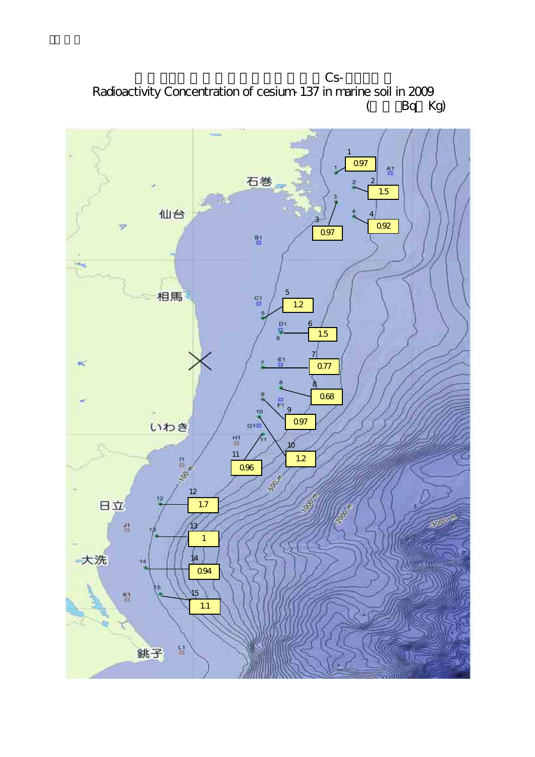Radioactivity Concentration of cesium-137 in marine soil in 2009

(Bq/Kg)

石巻

仙台

相馬

いわき

日立

大洗

銚子

1 0.97

2 1.5

3 0.97

4 0.92

5 1.2

6 1.5

7 0.77

8 0.68

9 0.97

10 1.2

11 0.96

12 1.7

13 1

14 0.94

15 1.1

A1 B1 C1 D1 E1 F1 G1 H1 I1 J1 K1 L1

100 m

500 m

1000 m

2000 m

3000 m